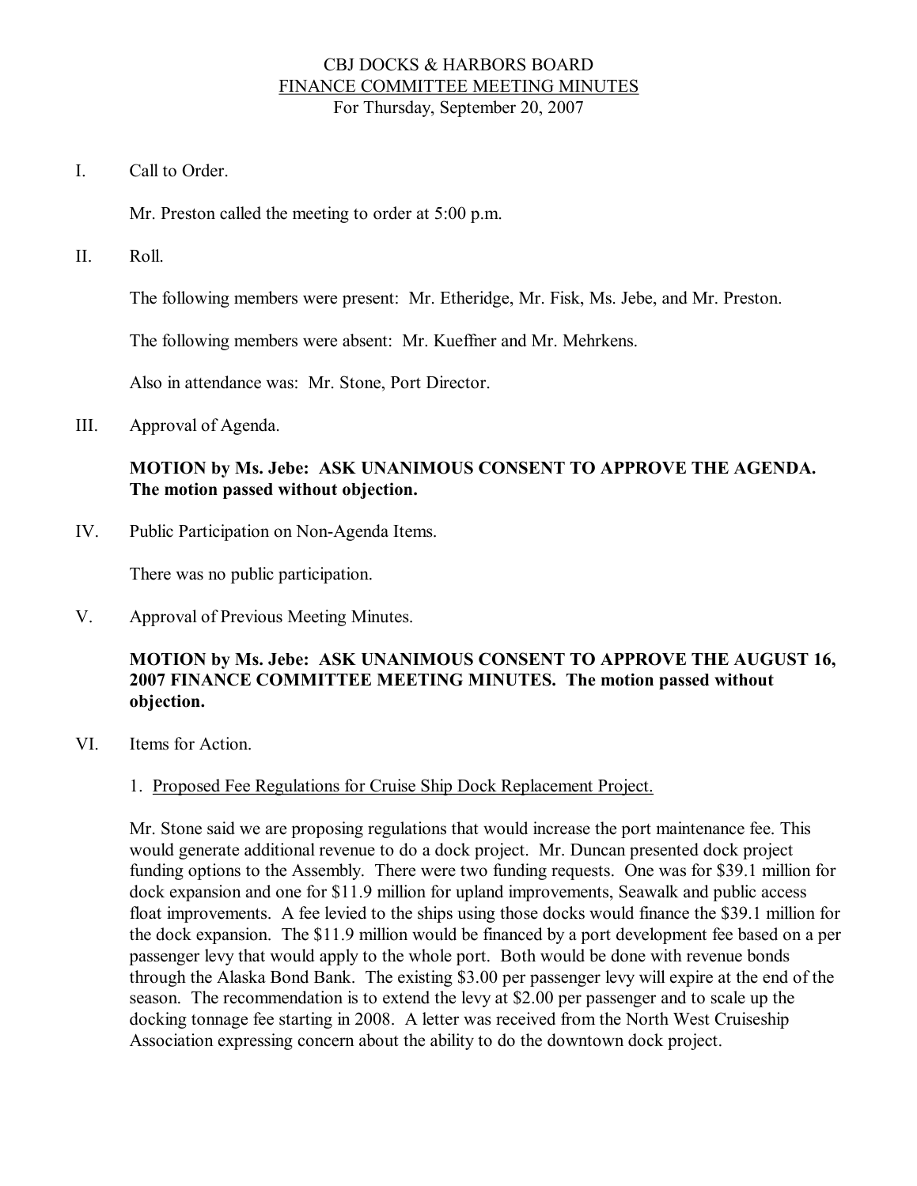# CBJ DOCKS & HARBORS BOARD
## FINANCE COMMITTEE MEETING MINUTES
For Thursday, September 20, 2007

I. Call to Order.

Mr. Preston called the meeting to order at 5:00 p.m.

II. Roll.

The following members were present: Mr. Etheridge, Mr. Fisk, Ms. Jebe, and Mr. Preston.

The following members were absent: Mr. Kueffner and Mr. Mehrkens.

Also in attendance was: Mr. Stone, Port Director.

III. Approval of Agenda.

**MOTION by Ms. Jebe: ASK UNANIMOUS CONSENT TO APPROVE THE AGENDA. The motion passed without objection.**

IV. Public Participation on Non-Agenda Items.

There was no public participation.

V. Approval of Previous Meeting Minutes.

**MOTION by Ms. Jebe: ASK UNANIMOUS CONSENT TO APPROVE THE AUGUST 16, 2007 FINANCE COMMITTEE MEETING MINUTES. The motion passed without objection.**

VI. Items for Action.

1. Proposed Fee Regulations for Cruise Ship Dock Replacement Project.

Mr. Stone said we are proposing regulations that would increase the port maintenance fee. This would generate additional revenue to do a dock project. Mr. Duncan presented dock project funding options to the Assembly. There were two funding requests. One was for $39.1 million for dock expansion and one for $11.9 million for upland improvements, Seawalk and public access float improvements. A fee levied to the ships using those docks would finance the $39.1 million for the dock expansion. The $11.9 million would be financed by a port development fee based on a per passenger levy that would apply to the whole port. Both would be done with revenue bonds through the Alaska Bond Bank. The existing $3.00 per passenger levy will expire at the end of the season. The recommendation is to extend the levy at $2.00 per passenger and to scale up the docking tonnage fee starting in 2008. A letter was received from the North West Cruiseship Association expressing concern about the ability to do the downtown dock project.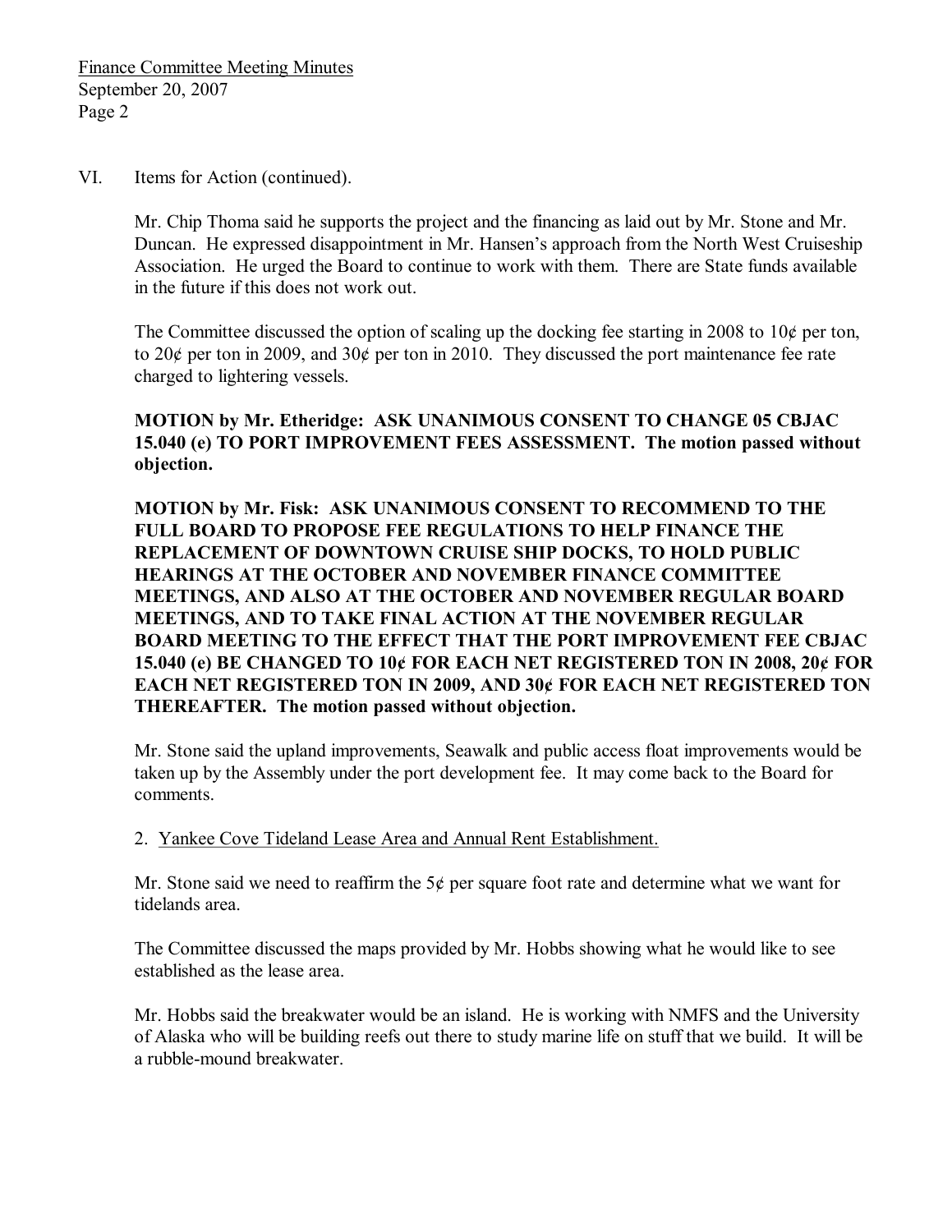VI. Items for Action (continued).

Mr. Chip Thoma said he supports the project and the financing as laid out by Mr. Stone and Mr. Duncan. He expressed disappointment in Mr. Hansen's approach from the North West Cruiseship Association. He urged the Board to continue to work with them. There are State funds available in the future if this does not work out.

The Committee discussed the option of scaling up the docking fee starting in 2008 to 10¢ per ton, to 20¢ per ton in 2009, and 30¢ per ton in 2010. They discussed the port maintenance fee rate charged to lightering vessels.

**MOTION by Mr. Etheridge: ASK UNANIMOUS CONSENT TO CHANGE 05 CBJAC 15.040 (e) TO PORT IMPROVEMENT FEES ASSESSMENT. The motion passed without objection.**

**MOTION by Mr. Fisk: ASK UNANIMOUS CONSENT TO RECOMMEND TO THE FULL BOARD TO PROPOSE FEE REGULATIONS TO HELP FINANCE THE REPLACEMENT OF DOWNTOWN CRUISE SHIP DOCKS, TO HOLD PUBLIC HEARINGS AT THE OCTOBER AND NOVEMBER FINANCE COMMITTEE MEETINGS, AND ALSO AT THE OCTOBER AND NOVEMBER REGULAR BOARD MEETINGS, AND TO TAKE FINAL ACTION AT THE NOVEMBER REGULAR BOARD MEETING TO THE EFFECT THAT THE PORT IMPROVEMENT FEE CBJAC 15.040 (e) BE CHANGED TO 10¢ FOR EACH NET REGISTERED TON IN 2008, 20¢ FOR EACH NET REGISTERED TON IN 2009, AND 30¢ FOR EACH NET REGISTERED TON THEREAFTER. The motion passed without objection.**

Mr. Stone said the upland improvements, Seawalk and public access float improvements would be taken up by the Assembly under the port development fee. It may come back to the Board for comments.

2. Yankee Cove Tideland Lease Area and Annual Rent Establishment.

Mr. Stone said we need to reaffirm the 5¢ per square foot rate and determine what we want for tidelands area.

The Committee discussed the maps provided by Mr. Hobbs showing what he would like to see established as the lease area.

Mr. Hobbs said the breakwater would be an island. He is working with NMFS and the University of Alaska who will be building reefs out there to study marine life on stuff that we build. It will be a rubble-mound breakwater.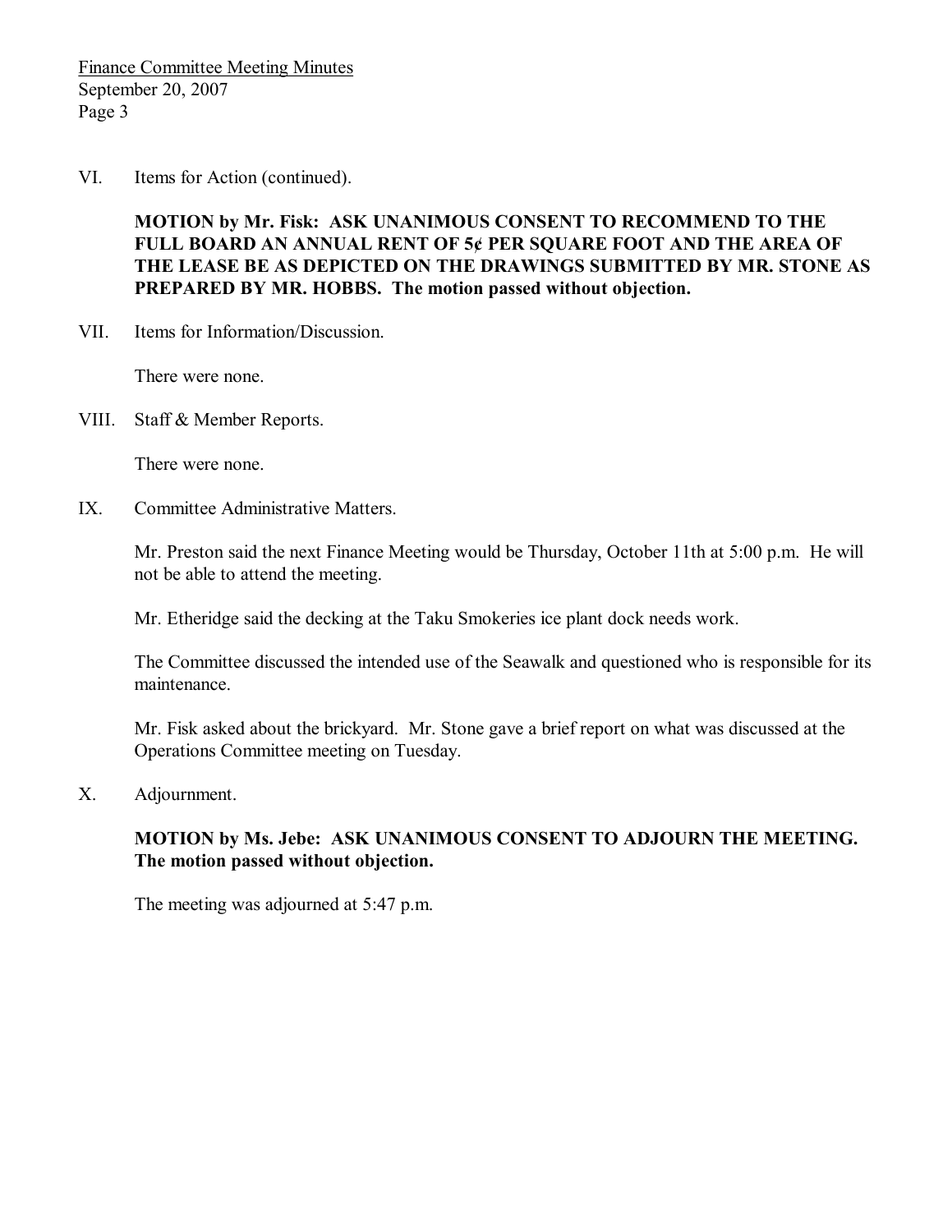VI. Items for Action (continued).

**MOTION by Mr. Fisk: ASK UNANIMOUS CONSENT TO RECOMMEND TO THE FULL BOARD AN ANNUAL RENT OF 5¢ PER SQUARE FOOT AND THE AREA OF THE LEASE BE AS DEPICTED ON THE DRAWINGS SUBMITTED BY MR. STONE AS PREPARED BY MR. HOBBS. The motion passed without objection.**

VII. Items for Information/Discussion.

There were none.

VIII. Staff & Member Reports.

There were none.

IX. Committee Administrative Matters.

Mr. Preston said the next Finance Meeting would be Thursday, October 11th at 5:00 p.m. He will not be able to attend the meeting.

Mr. Etheridge said the decking at the Taku Smokeries ice plant dock needs work.

The Committee discussed the intended use of the Seawalk and questioned who is responsible for its maintenance.

Mr. Fisk asked about the brickyard. Mr. Stone gave a brief report on what was discussed at the Operations Committee meeting on Tuesday.

X. Adjournment.

**MOTION by Ms. Jebe: ASK UNANIMOUS CONSENT TO ADJOURN THE MEETING. The motion passed without objection.**

The meeting was adjourned at 5:47 p.m.